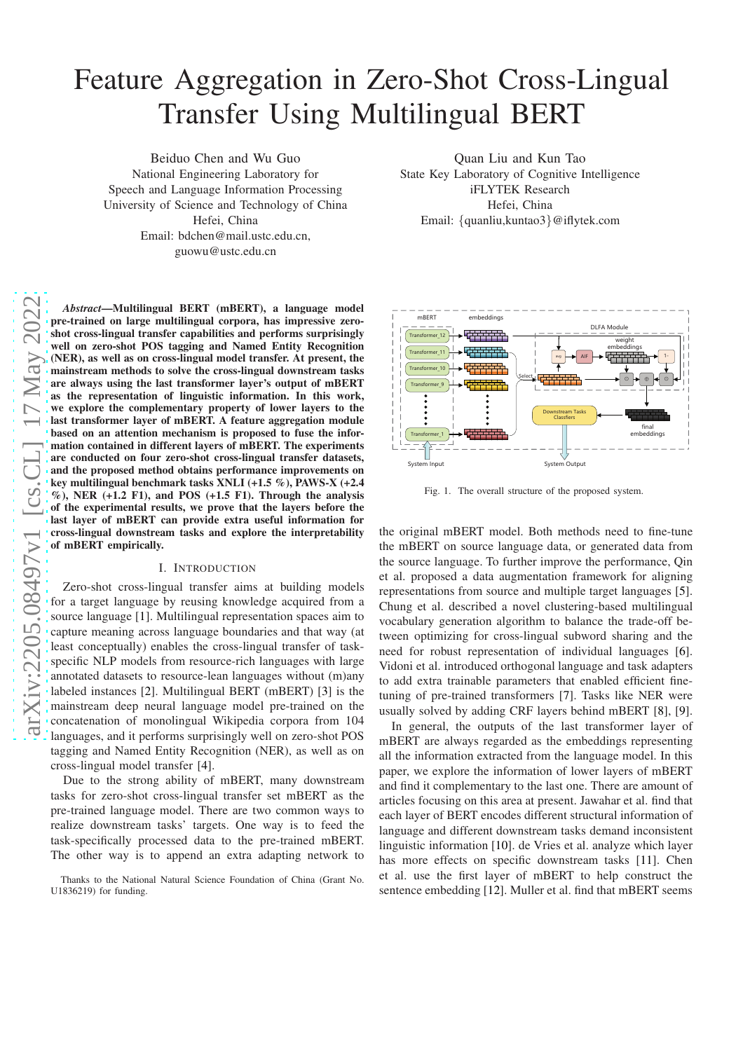# Feature Aggregation in Zero-Shot Cross-Lingual Transfer Using Multilingual BERT

Beiduo Chen and Wu Guo
National Engineering Laboratory for Speech and Language Information Processing
University of Science and Technology of China
Hefei, China
Email: bdchen@mail.ustc.edu.cn, guowu@ustc.edu.cn

Quan Liu and Kun Tao
State Key Laboratory of Cognitive Intelligence
iFLYTEK Research
Hefei, China
Email: {quanliu,kuntao3}@iflytek.com

***Abstract*—Multilingual BERT (mBERT), a language model pre-trained on large multilingual corpora, has impressive zero-shot cross-lingual transfer capabilities and performs surprisingly well on zero-shot POS tagging and Named Entity Recognition (NER), as well as on cross-lingual model transfer. At present, the mainstream methods to solve the cross-lingual downstream tasks are always using the last transformer layer's output of mBERT as the representation of linguistic information. In this work, we explore the complementary property of lower layers to the last transformer layer of mBERT. A feature aggregation module based on an attention mechanism is proposed to fuse the information contained in different layers of mBERT. The experiments are conducted on four zero-shot cross-lingual transfer datasets, and the proposed method obtains performance improvements on key multilingual benchmark tasks XNLI (+1.5 %), PAWS-X (+2.4 %), NER (+1.2 F1), and POS (+1.5 F1). Through the analysis of the experimental results, we prove that the layers before the last layer of mBERT can provide extra useful information for cross-lingual downstream tasks and explore the interpretability of mBERT empirically.**

## I. Introduction

Zero-shot cross-lingual transfer aims at building models for a target language by reusing knowledge acquired from a source language [1]. Multilingual representation spaces aim to capture meaning across language boundaries and that way (at least conceptually) enables the cross-lingual transfer of task-specific NLP models from resource-rich languages with large annotated datasets to resource-lean languages without (m)any labeled instances [2]. Multilingual BERT (mBERT) [3] is the mainstream deep neural language model pre-trained on the concatenation of monolingual Wikipedia corpora from 104 languages, and it performs surprisingly well on zero-shot POS tagging and Named Entity Recognition (NER), as well as on cross-lingual model transfer [4].

Due to the strong ability of mBERT, many downstream tasks for zero-shot cross-lingual transfer set mBERT as the pre-trained language model. There are two common ways to realize downstream tasks' targets. One way is to feed the task-specifically processed data to the pre-trained mBERT. The other way is to append an extra adapting network to the original mBERT model. Both methods need to fine-tune the mBERT on source language data, or generated data from the source language. To further improve the performance, Qin et al. proposed a data augmentation framework for aligning representations from source and multiple target languages [5]. Chung et al. described a novel clustering-based multilingual vocabulary generation algorithm to balance the trade-off between optimizing for cross-lingual subword sharing and the need for robust representation of individual languages [6]. Vidoni et al. introduced orthogonal language and task adapters to add extra trainable parameters that enabled efficient fine-tuning of pre-trained transformers [7]. Tasks like NER were usually solved by adding CRF layers behind mBERT [8], [9].

Fig. 1. The overall structure of the proposed system.

In general, the outputs of the last transformer layer of mBERT are always regarded as the embeddings representing all the information extracted from the language model. In this paper, we explore the information of lower layers of mBERT and find it complementary to the last one. There are amount of articles focusing on this area at present. Jawahar et al. find that each layer of BERT encodes different structural information of language and different downstream tasks demand inconsistent linguistic information [10]. de Vries et al. analyze which layer has more effects on specific downstream tasks [11]. Chen et al. use the first layer of mBERT to help construct the sentence embedding [12]. Muller et al. find that mBERT seems

Thanks to the National Natural Science Foundation of China (Grant No. U1836219) for funding.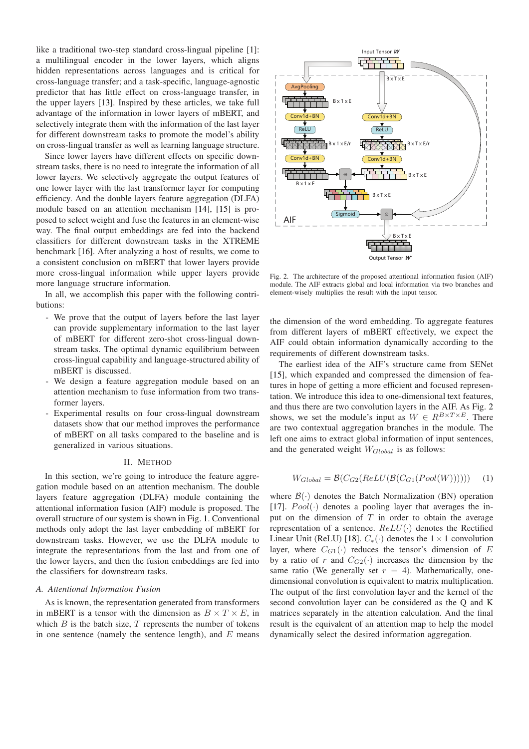like a traditional two-step standard cross-lingual pipeline [1]: a multilingual encoder in the lower layers, which aligns hidden representations across languages and is critical for cross-language transfer; and a task-specific, language-agnostic predictor that has little effect on cross-language transfer, in the upper layers [13]. Inspired by these articles, we take full advantage of the information in lower layers of mBERT, and selectively integrate them with the information of the last layer for different downstream tasks to promote the model's ability on cross-lingual transfer as well as learning language structure.

Since lower layers have different effects on specific downstream tasks, there is no need to integrate the information of all lower layers. We selectively aggregate the output features of one lower layer with the last transformer layer for computing efficiency. And the double layers feature aggregation (DLFA) module based on an attention mechanism [14], [15] is proposed to select weight and fuse the features in an element-wise way. The final output embeddings are fed into the backend classifiers for different downstream tasks in the XTREME benchmark [16]. After analyzing a host of results, we come to a consistent conclusion on mBERT that lower layers provide more cross-lingual information while upper layers provide more language structure information.

In all, we accomplish this paper with the following contributions:

- We prove that the output of layers before the last layer can provide supplementary information to the last layer of mBERT for different zero-shot cross-lingual downstream tasks. The optimal dynamic equilibrium between cross-lingual capability and language-structured ability of mBERT is discussed.
- We design a feature aggregation module based on an attention mechanism to fuse information from two transformer layers.
- Experimental results on four cross-lingual downstream datasets show that our method improves the performance of mBERT on all tasks compared to the baseline and is generalized in various situations.

## II. Method

In this section, we're going to introduce the feature aggregation module based on an attention mechanism. The double layers feature aggregation (DLFA) module containing the attentional information fusion (AIF) module is proposed. The overall structure of our system is shown in Fig. 1. Conventional methods only adopt the last layer embedding of mBERT for downstream tasks. However, we use the DLFA module to integrate the representations from the last and from one of the lower layers, and then the fusion embeddings are fed into the classifiers for downstream tasks.

### A. Attentional Information Fusion

As is known, the representation generated from transformers in mBERT is a tensor with the dimension as $B \times T \times E$, in which $B$ is the batch size, $T$ represents the number of tokens in one sentence (namely the sentence length), and $E$ means the dimension of the word embedding. To aggregate features from different layers of mBERT effectively, we expect the AIF could obtain information dynamically according to the requirements of different downstream tasks.

Fig. 2. The architecture of the proposed attentional information fusion (AIF) module. The AIF extracts global and local information via two branches and element-wisely multiplies the result with the input tensor.

The earliest idea of the AIF's structure came from SENet [15], which expanded and compressed the dimension of features in hope of getting a more efficient and focused representation. We introduce this idea to one-dimensional text features, and thus there are two convolution layers in the AIF. As Fig. 2 shows, we set the module's input as $W \in R^{B \times T \times E}$. There are two contextual aggregation branches in the module. The left one aims to extract global information of input sentences, and the generated weight $W_{Global}$ is as follows:

$$W_{Global} = \mathcal{B}(C_{G2}(ReLU(\mathcal{B}(C_{G1}(Pool(W)))))) \quad (1)$$

where $\mathcal{B}(\cdot)$ denotes the Batch Normalization (BN) operation [17]. $Pool(\cdot)$ denotes a pooling layer that averages the input on the dimension of $T$ in order to obtain the average representation of a sentence. $ReLU(\cdot)$ denotes the Rectified Linear Unit (ReLU) [18]. $C_*(\cdot)$ denotes the $1 \times 1$ convolution layer, where $C_{G1}(\cdot)$ reduces the tensor's dimension of $E$ by a ratio of $r$ and $C_{G2}(\cdot)$ increases the dimension by the same ratio (We generally set $r = 4$). Mathematically, one-dimensional convolution is equivalent to matrix multiplication. The output of the first convolution layer and the kernel of the second convolution layer can be considered as the Q and K matrices separately in the attention calculation. And the final result is the equivalent of an attention map to help the model dynamically select the desired information aggregation.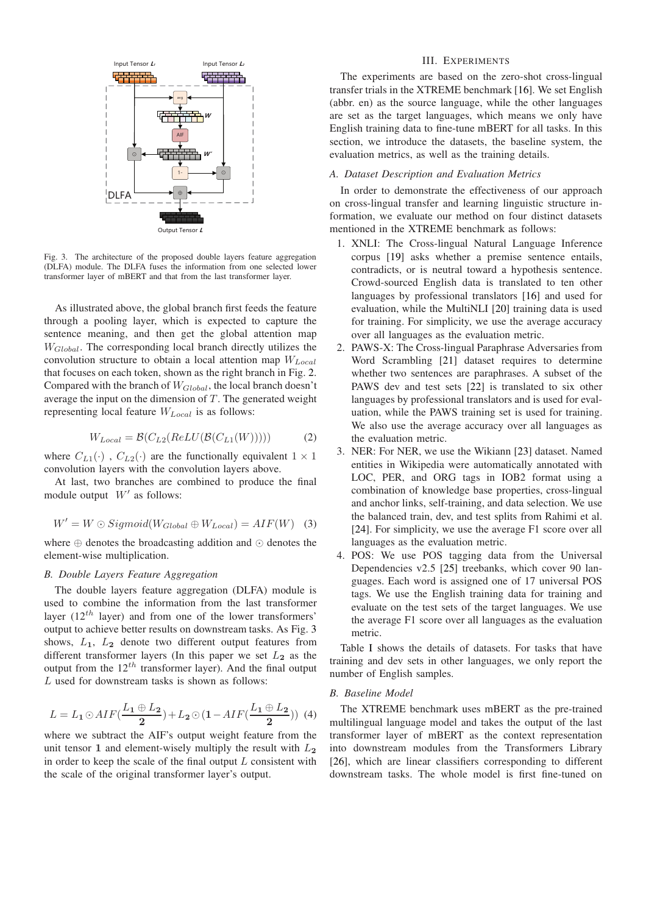Fig. 3. The architecture of the proposed double layers feature aggregation (DLFA) module. The DLFA fuses the information from one selected lower transformer layer of mBERT and that from the last transformer layer.

As illustrated above, the global branch first feeds the feature through a pooling layer, which is expected to capture the sentence meaning, and then get the global attention map $W_{Global}$. The corresponding local branch directly utilizes the convolution structure to obtain a local attention map $W_{Local}$ that focuses on each token, shown as the right branch in Fig. 2. Compared with the branch of $W_{Global}$, the local branch doesn't average the input on the dimension of $T$. The generated weight representing local feature $W_{Local}$ is as follows:

$$W_{Local} = \mathcal{B}(C_{L2}(ReLU(\mathcal{B}(C_{L1}(W))))) \quad (2)$$

where $C_{L1}(\cdot)$ , $C_{L2}(\cdot)$ are the functionally equivalent $1 \times 1$ convolution layers with the convolution layers above.

At last, two branches are combined to produce the final module output $W'$ as follows:

$$W' = W \odot Sigmoid(W_{Global} \oplus W_{Local}) = AIF(W) \quad (3)$$

where $\oplus$ denotes the broadcasting addition and $\odot$ denotes the element-wise multiplication.

### B. Double Layers Feature Aggregation

The double layers feature aggregation (DLFA) module is used to combine the information from the last transformer layer ($12^{th}$ layer) and from one of the lower transformers' output to achieve better results on downstream tasks. As Fig. 3 shows, $L_1$, $L_2$ denote two different output features from different transformer layers (In this paper we set $L_2$ as the output from the $12^{th}$ transformer layer). And the final output $L$ used for downstream tasks is shown as follows:

$$L = L_1 \odot AIF(\frac{L_1 \oplus L_2}{2}) + L_2 \odot (1 - AIF(\frac{L_1 \oplus L_2}{2})) \quad (4)$$

where we subtract the AIF's output weight feature from the unit tensor $\mathbf{1}$ and element-wisely multiply the result with $L_2$ in order to keep the scale of the final output $L$ consistent with the scale of the original transformer layer's output.

## III. Experiments

The experiments are based on the zero-shot cross-lingual transfer trials in the XTREME benchmark [16]. We set English (abbr. en) as the source language, while the other languages are set as the target languages, which means we only have English training data to fine-tune mBERT for all tasks. In this section, we introduce the datasets, the baseline system, the evaluation metrics, as well as the training details.

### A. Dataset Description and Evaluation Metrics

In order to demonstrate the effectiveness of our approach on cross-lingual transfer and learning linguistic structure information, we evaluate our method on four distinct datasets mentioned in the XTREME benchmark as follows:

1. XNLI: The Cross-lingual Natural Language Inference corpus [19] asks whether a premise sentence entails, contradicts, or is neutral toward a hypothesis sentence. Crowd-sourced English data is translated to ten other languages by professional translators [16] and used for evaluation, while the MultiNLI [20] training data is used for training. For simplicity, we use the average accuracy over all languages as the evaluation metric.
2. PAWS-X: The Cross-lingual Paraphrase Adversaries from Word Scrambling [21] dataset requires to determine whether two sentences are paraphrases. A subset of the PAWS dev and test sets [22] is translated to six other languages by professional translators and is used for evaluation, while the PAWS training set is used for training. We also use the average accuracy over all languages as the evaluation metric.
3. NER: For NER, we use the Wikiann [23] dataset. Named entities in Wikipedia were automatically annotated with LOC, PER, and ORG tags in IOB2 format using a combination of knowledge base properties, cross-lingual and anchor links, self-training, and data selection. We use the balanced train, dev, and test splits from Rahimi et al. [24]. For simplicity, we use the average F1 score over all languages as the evaluation metric.
4. POS: We use POS tagging data from the Universal Dependencies v2.5 [25] treebanks, which cover 90 languages. Each word is assigned one of 17 universal POS tags. We use the English training data for training and evaluate on the test sets of the target languages. We use the average F1 score over all languages as the evaluation metric.

Table I shows the details of datasets. For tasks that have training and dev sets in other languages, we only report the number of English samples.

### B. Baseline Model

The XTREME benchmark uses mBERT as the pre-trained multilingual language model and takes the output of the last transformer layer of mBERT as the context representation into downstream modules from the Transformers Library [26], which are linear classifiers corresponding to different downstream tasks. The whole model is first fine-tuned on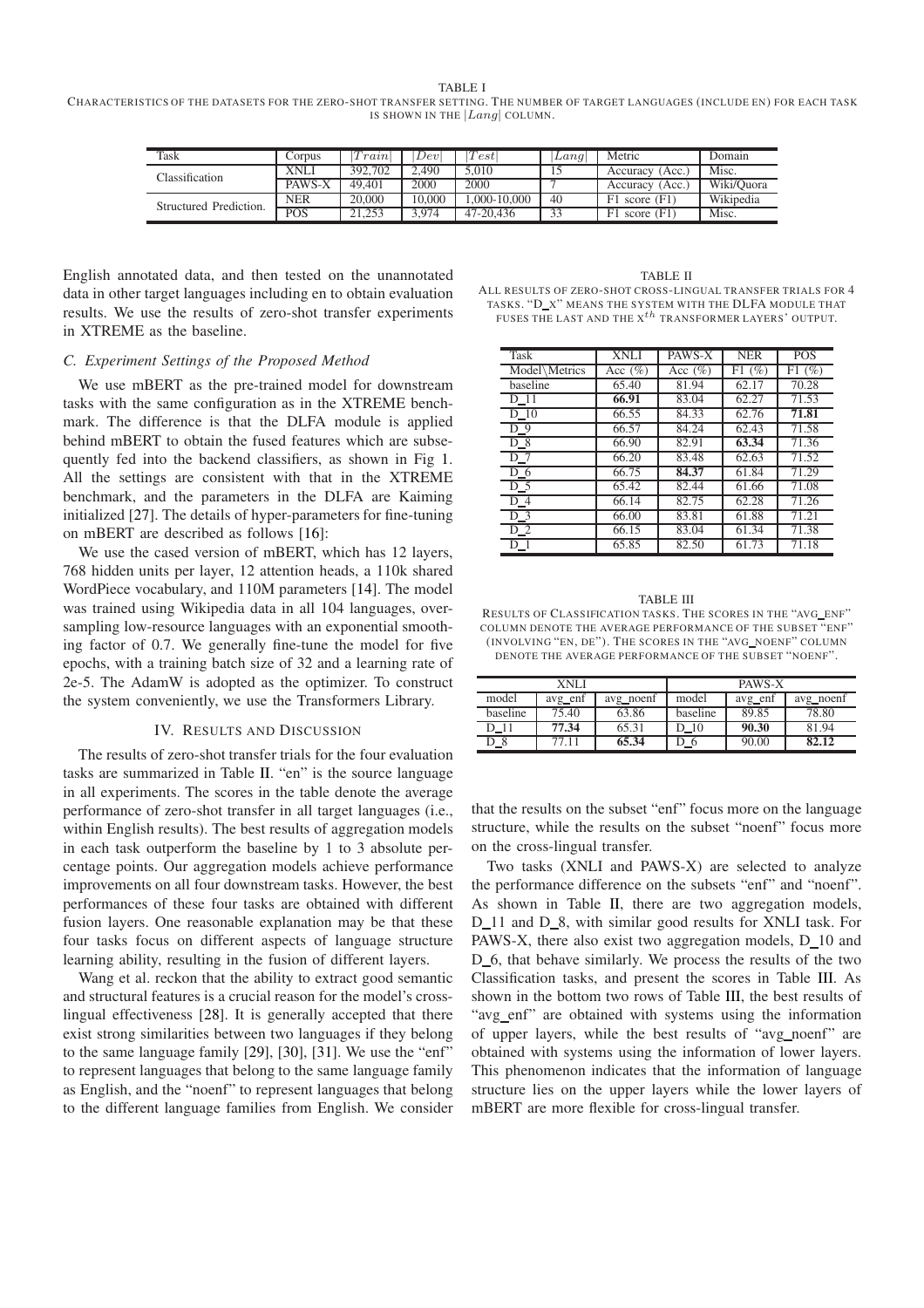TABLE I

CHARACTERISTICS OF THE DATASETS FOR THE ZERO-SHOT TRANSFER SETTING. THE NUMBER OF TARGET LANGUAGES (INCLUDE EN) FOR EACH TASK IS SHOWN IN THE $|Lang|$ COLUMN.

| Task | Corpus | $\|Train\|$ | $\|Dev\|$ | $\|Test\|$ | $\|Lang\|$ | Metric | Domain |
|---|---|---|---|---|---|---|---|
| Classification | XNLI | 392,702 | 2,490 | 5,010 | 15 | Accuracy (Acc.) | Misc. |
| | PAWS-X | 49,401 | 2000 | 2000 | 7 | Accuracy (Acc.) | Wiki/Quora |
| Structured Prediction. | NER | 20,000 | 10,000 | 1,000-10,000 | 40 | F1 score (F1) | Wikipedia |
| | POS | 21,253 | 3,974 | 47-20,436 | 33 | F1 score (F1) | Misc. |

English annotated data, and then tested on the unannotated data in other target languages including en to obtain evaluation results. We use the results of zero-shot transfer experiments in XTREME as the baseline.

### C. Experiment Settings of the Proposed Method

We use mBERT as the pre-trained model for downstream tasks with the same configuration as in the XTREME benchmark. The difference is that the DLFA module is applied behind mBERT to obtain the fused features which are subsequently fed into the backend classifiers, as shown in Fig 1. All the settings are consistent with that in the XTREME benchmark, and the parameters in the DLFA are Kaiming initialized [27]. The details of hyper-parameters for fine-tuning on mBERT are described as follows [16]:

We use the cased version of mBERT, which has 12 layers, 768 hidden units per layer, 12 attention heads, a 110k shared WordPiece vocabulary, and 110M parameters [14]. The model was trained using Wikipedia data in all 104 languages, oversampling low-resource languages with an exponential smoothing factor of 0.7. We generally fine-tune the model for five epochs, with a training batch size of 32 and a learning rate of 2e-5. The AdamW is adopted as the optimizer. To construct the system conveniently, we use the Transformers Library.

## IV. RESULTS AND DISCUSSION

The results of zero-shot transfer trials for the four evaluation tasks are summarized in Table II. "en" is the source language in all experiments. The scores in the table denote the average performance of zero-shot transfer in all target languages (i.e., within English results). The best results of aggregation models in each task outperform the baseline by 1 to 3 absolute percentage points. Our aggregation models achieve performance improvements on all four downstream tasks. However, the best performances of these four tasks are obtained with different fusion layers. One reasonable explanation may be that these four tasks focus on different aspects of language structure learning ability, resulting in the fusion of different layers.

Wang et al. reckon that the ability to extract good semantic and structural features is a crucial reason for the model's cross-lingual effectiveness [28]. It is generally accepted that there exist strong similarities between two languages if they belong to the same language family [29], [30], [31]. We use the "enf" to represent languages that belong to the same language family as English, and the "noenf" to represent languages that belong to the different language families from English. We consider that the results on the subset "enf" focus more on the language structure, while the results on the subset "noenf" focus more on the cross-lingual transfer.

TABLE II

ALL RESULTS OF ZERO-SHOT CROSS-LINGUAL TRANSFER TRIALS FOR 4 TASKS. "D_X" MEANS THE SYSTEM WITH THE DLFA MODULE THAT FUSES THE LAST AND THE X$^{th}$ TRANSFORMER LAYERS' OUTPUT.

| Task | XNLI | PAWS-X | NER | POS |
|---|---|---|---|---|
| Model\Metrics | Acc (%) | Acc (%) | F1 (%) | F1 (%) |
| baseline | 65.40 | 81.94 | 62.17 | 70.28 |
| D_11 | **66.91** | 83.04 | 62.27 | 71.53 |
| D_10 | 66.55 | 84.33 | 62.76 | **71.81** |
| D_9 | 66.57 | 84.24 | 62.43 | 71.58 |
| D_8 | 66.90 | 82.91 | **63.34** | 71.36 |
| D_7 | 66.20 | 83.48 | 62.63 | 71.52 |
| D_6 | 66.75 | **84.37** | 61.84 | 71.29 |
| D_5 | 65.42 | 82.44 | 61.66 | 71.08 |
| D_4 | 66.14 | 82.75 | 62.28 | 71.26 |
| D_3 | 66.00 | 83.81 | 61.88 | 71.21 |
| D_2 | 66.15 | 83.04 | 61.34 | 71.38 |
| D_1 | 65.85 | 82.50 | 61.73 | 71.18 |

TABLE III

RESULTS OF CLASSIFICATION TASKS. THE SCORES IN THE "AVG_ENF" COLUMN DENOTE THE AVERAGE PERFORMANCE OF THE SUBSET "ENF" (INVOLVING "EN, DE"). THE SCORES IN THE "AVG_NOENF" COLUMN DENOTE THE AVERAGE PERFORMANCE OF THE SUBSET "NOENF".

| XNLI | | | PAWS-X | | |
|---|---|---|---|---|---|
| model | avg_enf | avg_noenf | model | avg_enf | avg_noenf |
| baseline | 75.40 | 63.86 | baseline | 89.85 | 78.80 |
| D_11 | **77.34** | 65.31 | D_10 | **90.30** | 81.94 |
| D_8 | 77.11 | **65.34** | D_6 | 90.00 | **82.12** |

Two tasks (XNLI and PAWS-X) are selected to analyze the performance difference on the subsets "enf" and "noenf". As shown in Table II, there are two aggregation models, D_11 and D_8, with similar good results for XNLI task. For PAWS-X, there also exist two aggregation models, D_10 and D_6, that behave similarly. We process the results of the two Classification tasks, and present the scores in Table III. As shown in the bottom two rows of Table III, the best results of "avg_enf" are obtained with systems using the information of upper layers, while the best results of "avg_noenf" are obtained with systems using the information of lower layers. This phenomenon indicates that the information of language structure lies on the upper layers while the lower layers of mBERT are more flexible for cross-lingual transfer.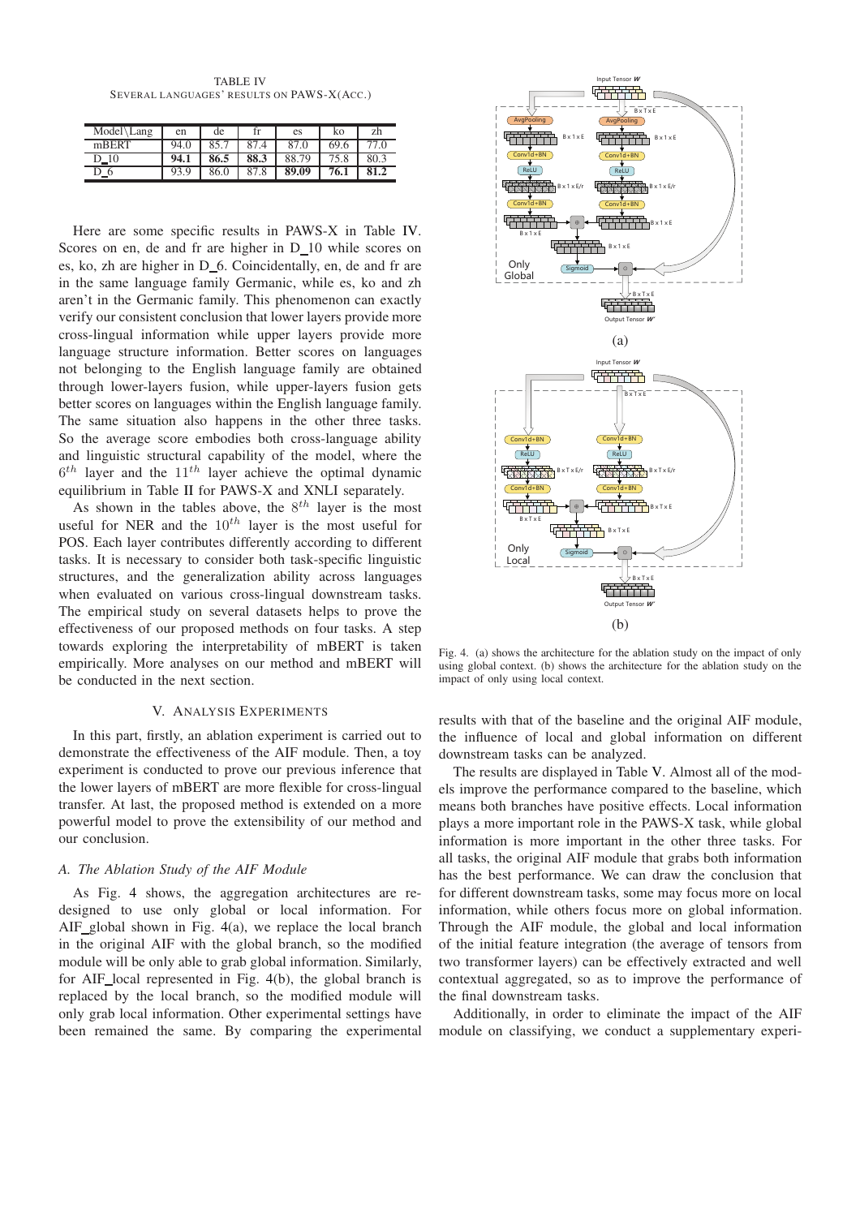TABLE IV
SEVERAL LANGUAGES' RESULTS ON PAWS-X(ACC.)

| Model\Lang | en | de | fr | es | ko | zh |
|---|---|---|---|---|---|---|
| mBERT | 94.0 | 85.7 | 87.4 | 87.0 | 69.6 | 77.0 |
| D_10 | **94.1** | **86.5** | **88.3** | 88.79 | 75.8 | 80.3 |
| D_6 | 93.9 | 86.0 | 87.8 | **89.09** | **76.1** | **81.2** |

Here are some specific results in PAWS-X in Table IV. Scores on en, de and fr are higher in D_10 while scores on es, ko, zh are higher in D_6. Coincidentally, en, de and fr are in the same language family Germanic, while es, ko and zh aren't in the Germanic family. This phenomenon can exactly verify our consistent conclusion that lower layers provide more cross-lingual information while upper layers provide more language structure information. Better scores on languages not belonging to the English language family are obtained through lower-layers fusion, while upper-layers fusion gets better scores on languages within the English language family. The same situation also happens in the other three tasks. So the average score embodies both cross-language ability and linguistic structural capability of the model, where the $6^{th}$ layer and the $11^{th}$ layer achieve the optimal dynamic equilibrium in Table II for PAWS-X and XNLI separately.

As shown in the tables above, the $8^{th}$ layer is the most useful for NER and the $10^{th}$ layer is the most useful for POS. Each layer contributes differently according to different tasks. It is necessary to consider both task-specific linguistic structures, and the generalization ability across languages when evaluated on various cross-lingual downstream tasks. The empirical study on several datasets helps to prove the effectiveness of our proposed methods on four tasks. A step towards exploring the interpretability of mBERT is taken empirically. More analyses on our method and mBERT will be conducted in the next section.

## V. Analysis Experiments

In this part, firstly, an ablation experiment is carried out to demonstrate the effectiveness of the AIF module. Then, a toy experiment is conducted to prove our previous inference that the lower layers of mBERT are more flexible for cross-lingual transfer. At last, the proposed method is extended on a more powerful model to prove the extensibility of our method and our conclusion.

### A. The Ablation Study of the AIF Module

As Fig. 4 shows, the aggregation architectures are redesigned to use only global or local information. For AIF_global shown in Fig. 4(a), we replace the local branch in the original AIF with the global branch, so the modified module will be only able to grab global information. Similarly, for AIF_local represented in Fig. 4(b), the global branch is replaced by the local branch, so the modified module will only grab local information. Other experimental settings have been remained the same. By comparing the experimental results with that of the baseline and the original AIF module, the influence of local and global information on different downstream tasks can be analyzed.

Fig. 4. (a) shows the architecture for the ablation study on the impact of only using global context. (b) shows the architecture for the ablation study on the impact of only using local context.

The results are displayed in Table V. Almost all of the models improve the performance compared to the baseline, which means both branches have positive effects. Local information plays a more important role in the PAWS-X task, while global information is more important in the other three tasks. For all tasks, the original AIF module that grabs both information has the best performance. We can draw the conclusion that for different downstream tasks, some may focus more on local information, while others focus more on global information. Through the AIF module, the global and local information of the initial feature integration (the average of tensors from two transformer layers) can be effectively extracted and well contextual aggregated, so as to improve the performance of the final downstream tasks.

Additionally, in order to eliminate the impact of the AIF module on classifying, we conduct a supplementary experi-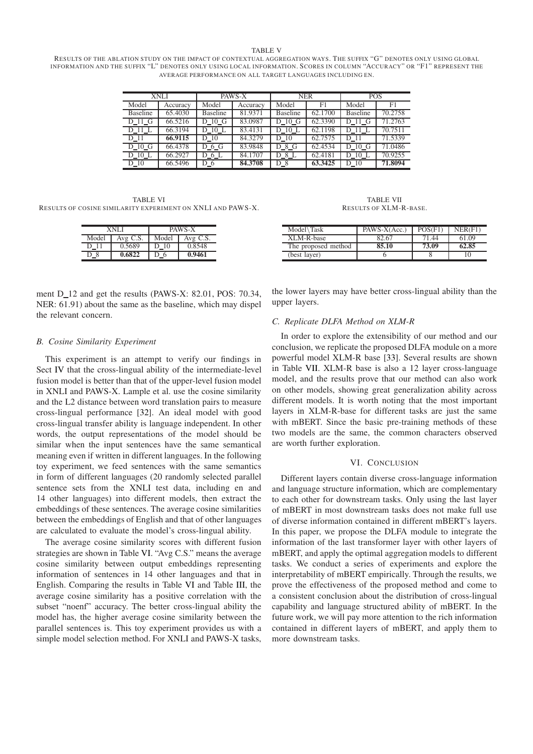TABLE V

RESULTS OF THE ABLATION STUDY ON THE IMPACT OF CONTEXTUAL AGGREGATION WAYS. THE SUFFIX "G" DENOTES ONLY USING GLOBAL INFORMATION AND THE SUFFIX "L" DENOTES ONLY USING LOCAL INFORMATION. SCORES IN COLUMN "ACCURACY" OR "F1" REPRESENT THE AVERAGE PERFORMANCE ON ALL TARGET LANGUAGES INCLUDING EN.

| XNLI | | PAWS-X | | NER | | POS | |
|---|---|---|---|---|---|---|---|
| Model | Accuracy | Model | Accuracy | Model | F1 | Model | F1 |
| Baseline | 65.4030 | Baseline | 81.9371 | Baseline | 62.1700 | Baseline | 70.2758 |
| D_11_G | 66.5216 | D_10_G | 83.0987 | D_10_G | 62.3390 | D_11_G | 71.2763 |
| D_11_L | 66.3194 | D_10_L | 83.4131 | D_10_L | 62.1198 | D_11_L | 70.7511 |
| D_11 | **66.9115** | D_10 | 84.3279 | D_10 | 62.7575 | D_11 | 71.5339 |
| D_10_G | 66.4378 | D_6_G | 83.9848 | D_8_G | 62.4534 | D_10_G | 71.0486 |
| D_10_L | 66.2927 | D_6_L | 84.1707 | D_8_L | 62.4181 | D_10_L | 70.9255 |
| D_10 | 66.5496 | D_6 | **84.3708** | D_8 | **63.3425** | D_10 | **71.8094** |

TABLE VI

RESULTS OF COSINE SIMILARITY EXPERIMENT ON XNLI AND PAWS-X.

| XNLI | | PAWS-X | |
|---|---|---|---|
| Model | Avg C.S. | Model | Avg C.S. |
| D_11 | 0.5689 | D_10 | 0.8548 |
| D_8 | **0.6822** | D_6 | **0.9461** |

ment D_12 and get the results (PAWS-X: 82.01, POS: 70.34, NER: 61.91) about the same as the baseline, which may dispel the relevant concern.

### B. Cosine Similarity Experiment

This experiment is an attempt to verify our findings in Sect IV that the cross-lingual ability of the intermediate-level fusion model is better than that of the upper-level fusion model in XNLI and PAWS-X. Lample et al. use the cosine similarity and the L2 distance between word translation pairs to measure cross-lingual performance [32]. An ideal model with good cross-lingual transfer ability is language independent. In other words, the output representations of the model should be similar when the input sentences have the same semantical meaning even if written in different languages. In the following toy experiment, we feed sentences with the same semantics in form of different languages (20 randomly selected parallel sentence sets from the XNLI test data, including en and 14 other languages) into different models, then extract the embeddings of these sentences. The average cosine similarities between the embeddings of English and that of other languages are calculated to evaluate the model's cross-lingual ability.

The average cosine similarity scores with different fusion strategies are shown in Table VI. "Avg C.S." means the average cosine similarity between output embeddings representing information of sentences in 14 other languages and that in English. Comparing the results in Table VI and Table III, the average cosine similarity has a positive correlation with the subset "noenf" accuracy. The better cross-lingual ability the model has, the higher average cosine similarity between the parallel sentences is. This toy experiment provides us with a simple model selection method. For XNLI and PAWS-X tasks, the lower layers may have better cross-lingual ability than the upper layers.

TABLE VII

RESULTS OF XLM-R-BASE.

| Model\Task | PAWS-X(Acc.) | POS(F1) | NER(F1) |
|---|---|---|---|
| XLM-R-base | 82.67 | 71.44 | 61.09 |
| The proposed method | **85.10** | **73.09** | **62.85** |
| (best layer) | 6 | 8 | 10 |

### C. Replicate DLFA Method on XLM-R

In order to explore the extensibility of our method and our conclusion, we replicate the proposed DLFA module on a more powerful model XLM-R base [33]. Several results are shown in Table VII. XLM-R base is also a 12 layer cross-language model, and the results prove that our method can also work on other models, showing great generalization ability across different models. It is worth noting that the most important layers in XLM-R-base for different tasks are just the same with mBERT. Since the basic pre-training methods of these two models are the same, the common characters observed are worth further exploration.

## VI. CONCLUSION

Different layers contain diverse cross-language information and language structure information, which are complementary to each other for downstream tasks. Only using the last layer of mBERT in most downstream tasks does not make full use of diverse information contained in different mBERT's layers. In this paper, we propose the DLFA module to integrate the information of the last transformer layer with other layers of mBERT, and apply the optimal aggregation models to different tasks. We conduct a series of experiments and explore the interpretability of mBERT empirically. Through the results, we prove the effectiveness of the proposed method and come to a consistent conclusion about the distribution of cross-lingual capability and language structured ability of mBERT. In the future work, we will pay more attention to the rich information contained in different layers of mBERT, and apply them to more downstream tasks.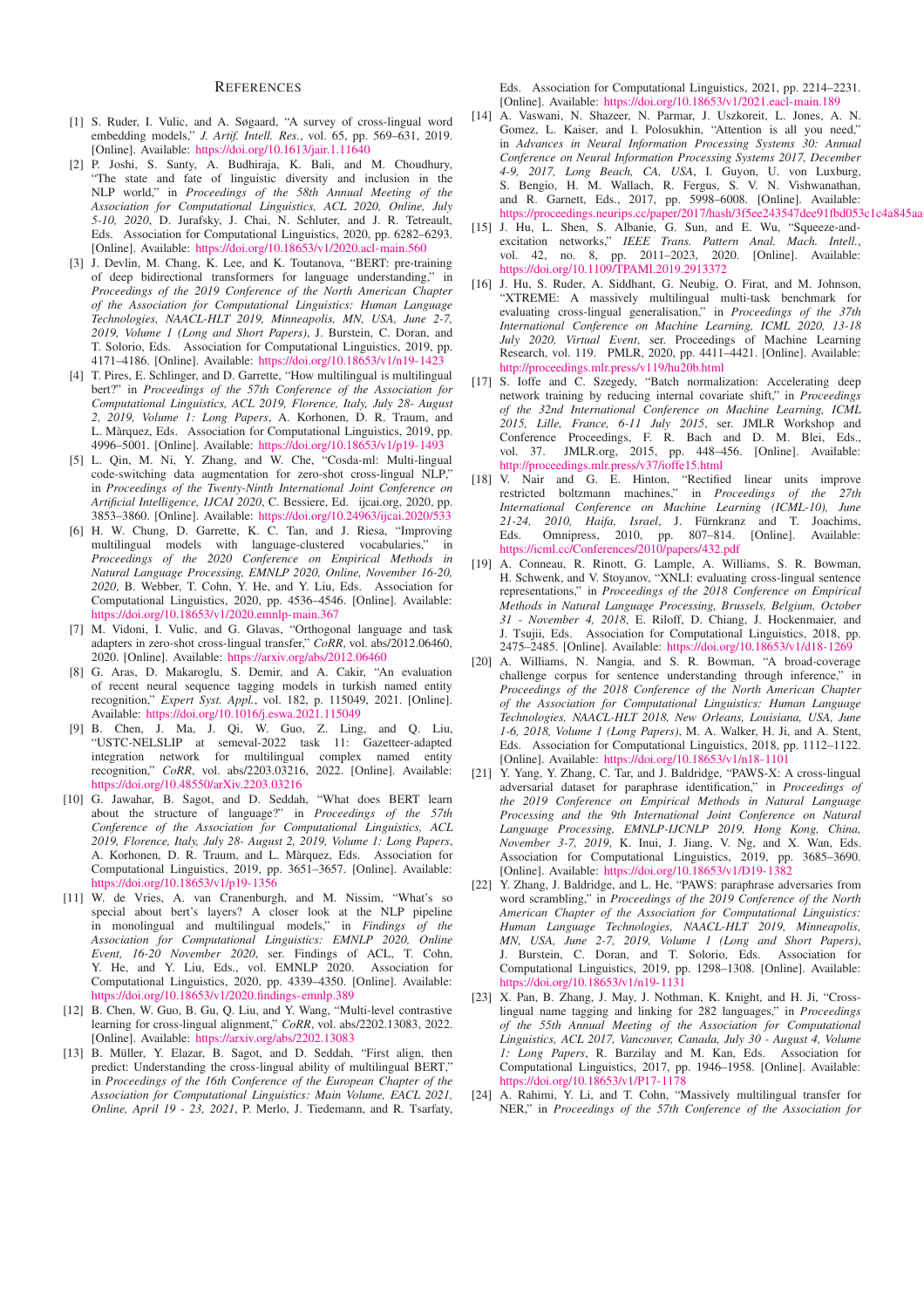# References

[1] S. Ruder, I. Vulic, and A. Søgaard, "A survey of cross-lingual word embedding models," *J. Artif. Intell. Res.*, vol. 65, pp. 569–631, 2019. [Online]. Available: https://doi.org/10.1613/jair.1.11640

[2] P. Joshi, S. Santy, A. Budhiraja, K. Bali, and M. Choudhury, "The state and fate of linguistic diversity and inclusion in the NLP world," in *Proceedings of the 58th Annual Meeting of the Association for Computational Linguistics, ACL 2020, Online, July 5-10, 2020*, D. Jurafsky, J. Chai, N. Schluter, and J. R. Tetreault, Eds. Association for Computational Linguistics, 2020, pp. 6282–6293. [Online]. Available: https://doi.org/10.18653/v1/2020.acl-main.560

[3] J. Devlin, M. Chang, K. Lee, and K. Toutanova, "BERT: pre-training of deep bidirectional transformers for language understanding," in *Proceedings of the 2019 Conference of the North American Chapter of the Association for Computational Linguistics: Human Language Technologies, NAACL-HLT 2019, Minneapolis, MN, USA, June 2-7, 2019, Volume 1 (Long and Short Papers)*, J. Burstein, C. Doran, and T. Solorio, Eds. Association for Computational Linguistics, 2019, pp. 4171–4186. [Online]. Available: https://doi.org/10.18653/v1/n19-1423

[4] T. Pires, E. Schlinger, and D. Garrette, "How multilingual is multilingual bert?" in *Proceedings of the 57th Conference of the Association for Computational Linguistics, ACL 2019, Florence, Italy, July 28- August 2, 2019, Volume 1: Long Papers*, A. Korhonen, D. R. Traum, and L. Màrquez, Eds. Association for Computational Linguistics, 2019, pp. 4996–5001. [Online]. Available: https://doi.org/10.18653/v1/p19-1493

[5] L. Qin, M. Ni, Y. Zhang, and W. Che, "Cosda-ml: Multi-lingual code-switching data augmentation for zero-shot cross-lingual NLP," in *Proceedings of the Twenty-Ninth International Joint Conference on Artificial Intelligence, IJCAI 2020*, C. Bessiere, Ed. ijcai.org, 2020, pp. 3853–3860. [Online]. Available: https://doi.org/10.24963/ijcai.2020/533

[6] H. W. Chung, D. Garrette, K. C. Tan, and J. Riesa, "Improving multilingual models with language-clustered vocabularies," in *Proceedings of the 2020 Conference on Empirical Methods in Natural Language Processing, EMNLP 2020, Online, November 16-20, 2020*, B. Webber, T. Cohn, Y. He, and Y. Liu, Eds. Association for Computational Linguistics, 2020, pp. 4536–4546. [Online]. Available: https://doi.org/10.18653/v1/2020.emnlp-main.367

[7] M. Vidoni, I. Vulic, and G. Glavas, "Orthogonal language and task adapters in zero-shot cross-lingual transfer," *CoRR*, vol. abs/2012.06460, 2020. [Online]. Available: https://arxiv.org/abs/2012.06460

[8] G. Aras, D. Makaroglu, S. Demir, and A. Cakir, "An evaluation of recent neural sequence tagging models in turkish named entity recognition," *Expert Syst. Appl.*, vol. 182, p. 115049, 2021. [Online]. Available: https://doi.org/10.1016/j.eswa.2021.115049

[9] B. Chen, J. Ma, J. Qi, W. Guo, Z. Ling, and Q. Liu, "USTC-NELSLIP at semeval-2022 task 11: Gazetteer-adapted integration network for multilingual complex named entity recognition," *CoRR*, vol. abs/2203.03216, 2022. [Online]. Available: https://doi.org/10.48550/arXiv.2203.03216

[10] G. Jawahar, B. Sagot, and D. Seddah, "What does BERT learn about the structure of language?" in *Proceedings of the 57th Conference of the Association for Computational Linguistics, ACL 2019, Florence, Italy, July 28- August 2, 2019, Volume 1: Long Papers*, A. Korhonen, D. R. Traum, and L. Màrquez, Eds. Association for Computational Linguistics, 2019, pp. 3651–3657. [Online]. Available: https://doi.org/10.18653/v1/p19-1356

[11] W. de Vries, A. van Cranenburgh, and M. Nissim, "What's so special about bert's layers? A closer look at the NLP pipeline in monolingual and multilingual models," in *Findings of the Association for Computational Linguistics: EMNLP 2020, Online Event, 16-20 November 2020*, ser. Findings of ACL, T. Cohn, Y. He, and Y. Liu, Eds., vol. EMNLP 2020. Association for Computational Linguistics, 2020, pp. 4339–4350. [Online]. Available: https://doi.org/10.18653/v1/2020.findings-emnlp.389

[12] B. Chen, W. Guo, B. Gu, Q. Liu, and Y. Wang, "Multi-level contrastive learning for cross-lingual alignment," *CoRR*, vol. abs/2202.13083, 2022. [Online]. Available: https://arxiv.org/abs/2202.13083

[13] B. Müller, Y. Elazar, B. Sagot, and D. Seddah, "First align, then predict: Understanding the cross-lingual ability of multilingual BERT," in *Proceedings of the 16th Conference of the European Chapter of the Association for Computational Linguistics: Main Volume, EACL 2021, Online, April 19 - 23, 2021*, P. Merlo, J. Tiedemann, and R. Tsarfaty, Eds. Association for Computational Linguistics, 2021, pp. 2214–2231. [Online]. Available: https://doi.org/10.18653/v1/2021.eacl-main.189

[14] A. Vaswani, N. Shazeer, N. Parmar, J. Uszkoreit, L. Jones, A. N. Gomez, L. Kaiser, and I. Polosukhin, "Attention is all you need," in *Advances in Neural Information Processing Systems 30: Annual Conference on Neural Information Processing Systems 2017, December 4-9, 2017, Long Beach, CA, USA*, I. Guyon, U. von Luxburg, S. Bengio, H. M. Wallach, R. Fergus, S. V. N. Vishwanathan, and R. Garnett, Eds., 2017, pp. 5998–6008. [Online]. Available: https://proceedings.neurips.cc/paper/2017/hash/3f5ee243547dee91fbd053c1c4a845aa

[15] J. Hu, L. Shen, S. Albanie, G. Sun, and E. Wu, "Squeeze-and-excitation networks," *IEEE Trans. Pattern Anal. Mach. Intell.*, vol. 42, no. 8, pp. 2011–2023, 2020. [Online]. Available: https://doi.org/10.1109/TPAMI.2019.2913372

[16] J. Hu, S. Ruder, A. Siddhant, G. Neubig, O. Firat, and M. Johnson, "XTREME: A massively multilingual multi-task benchmark for evaluating cross-lingual generalisation," in *Proceedings of the 37th International Conference on Machine Learning, ICML 2020, 13-18 July 2020, Virtual Event*, ser. Proceedings of Machine Learning Research, vol. 119. PMLR, 2020, pp. 4411–4421. [Online]. Available: http://proceedings.mlr.press/v119/hu20b.html

[17] S. Ioffe and C. Szegedy, "Batch normalization: Accelerating deep network training by reducing internal covariate shift," in *Proceedings of the 32nd International Conference on Machine Learning, ICML 2015, Lille, France, 6-11 July 2015*, ser. JMLR Workshop and Conference Proceedings, F. R. Bach and D. M. Blei, Eds., vol. 37. JMLR.org, 2015, pp. 448–456. [Online]. Available: http://proceedings.mlr.press/v37/ioffe15.html

[18] V. Nair and G. E. Hinton, "Rectified linear units improve restricted boltzmann machines," in *Proceedings of the 27th International Conference on Machine Learning (ICML-10), June 21-24, 2010, Haifa, Israel*, J. Fürnkranz and T. Joachims, Eds. Omnipress, 2010, pp. 807–814. [Online]. Available: https://icml.cc/Conferences/2010/papers/432.pdf

[19] A. Conneau, R. Rinott, G. Lample, A. Williams, S. R. Bowman, H. Schwenk, and V. Stoyanov, "XNLI: evaluating cross-lingual sentence representations," in *Proceedings of the 2018 Conference on Empirical Methods in Natural Language Processing, Brussels, Belgium, October 31 - November 4, 2018*, E. Riloff, D. Chiang, J. Hockenmaier, and J. Tsujii, Eds. Association for Computational Linguistics, 2018, pp. 2475–2485. [Online]. Available: https://doi.org/10.18653/v1/d18-1269

[20] A. Williams, N. Nangia, and S. R. Bowman, "A broad-coverage challenge corpus for sentence understanding through inference," in *Proceedings of the 2018 Conference of the North American Chapter of the Association for Computational Linguistics: Human Language Technologies, NAACL-HLT 2018, New Orleans, Louisiana, USA, June 1-6, 2018, Volume 1 (Long Papers)*, M. A. Walker, H. Ji, and A. Stent, Eds. Association for Computational Linguistics, 2018, pp. 1112–1122. [Online]. Available: https://doi.org/10.18653/v1/n18-1101

[21] Y. Yang, Y. Zhang, C. Tar, and J. Baldridge, "PAWS-X: A cross-lingual adversarial dataset for paraphrase identification," in *Proceedings of the 2019 Conference on Empirical Methods in Natural Language Processing and the 9th International Joint Conference on Natural Language Processing, EMNLP-IJCNLP 2019, Hong Kong, China, November 3-7, 2019*, K. Inui, J. Jiang, V. Ng, and X. Wan, Eds. Association for Computational Linguistics, 2019, pp. 3685–3690. [Online]. Available: https://doi.org/10.18653/v1/D19-1382

[22] Y. Zhang, J. Baldridge, and L. He, "PAWS: paraphrase adversaries from word scrambling," in *Proceedings of the 2019 Conference of the North American Chapter of the Association for Computational Linguistics: Human Language Technologies, NAACL-HLT 2019, Minneapolis, MN, USA, June 2-7, 2019, Volume 1 (Long and Short Papers)*, J. Burstein, C. Doran, and T. Solorio, Eds. Association for Computational Linguistics, 2019, pp. 1298–1308. [Online]. Available: https://doi.org/10.18653/v1/n19-1131

[23] X. Pan, B. Zhang, J. May, J. Nothman, K. Knight, and H. Ji, "Cross-lingual name tagging and linking for 282 languages," in *Proceedings of the 55th Annual Meeting of the Association for Computational Linguistics, ACL 2017, Vancouver, Canada, July 30 - August 4, Volume 1: Long Papers*, R. Barzilay and M. Kan, Eds. Association for Computational Linguistics, 2017, pp. 1946–1958. [Online]. Available: https://doi.org/10.18653/v1/P17-1178

[24] A. Rahimi, Y. Li, and T. Cohn, "Massively multilingual transfer for NER," in *Proceedings of the 57th Conference of the Association for*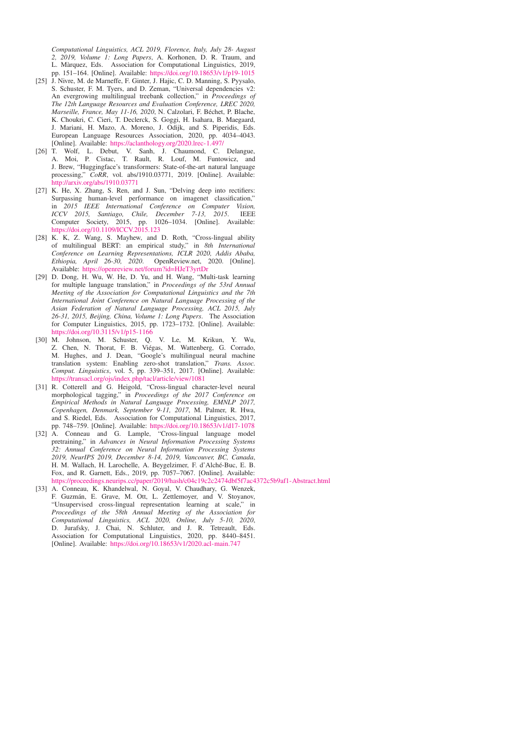*Computational Linguistics, ACL 2019, Florence, Italy, July 28- August 2, 2019, Volume 1: Long Papers*, A. Korhonen, D. R. Traum, and L. Màrquez, Eds. Association for Computational Linguistics, 2019, pp. 151–164. [Online]. Available: https://doi.org/10.18653/v1/p19-1015

[25] J. Nivre, M. de Marneffe, F. Ginter, J. Hajic, C. D. Manning, S. Pyysalo, S. Schuster, F. M. Tyers, and D. Zeman, "Universal dependencies v2: An evergrowing multilingual treebank collection," in *Proceedings of The 12th Language Resources and Evaluation Conference, LREC 2020, Marseille, France, May 11-16, 2020*, N. Calzolari, F. Béchet, P. Blache, K. Choukri, C. Cieri, T. Declerck, S. Goggi, H. Isahara, B. Maegaard, J. Mariani, H. Mazo, A. Moreno, J. Odijk, and S. Piperidis, Eds. European Language Resources Association, 2020, pp. 4034–4043. [Online]. Available: https://aclanthology.org/2020.lrec-1.497/

[26] T. Wolf, L. Debut, V. Sanh, J. Chaumond, C. Delangue, A. Moi, P. Cistac, T. Rault, R. Louf, M. Funtowicz, and J. Brew, "Huggingface's transformers: State-of-the-art natural language processing," *CoRR*, vol. abs/1910.03771, 2019. [Online]. Available: http://arxiv.org/abs/1910.03771

[27] K. He, X. Zhang, S. Ren, and J. Sun, "Delving deep into rectifiers: Surpassing human-level performance on imagenet classification," in *2015 IEEE International Conference on Computer Vision, ICCV 2015, Santiago, Chile, December 7-13, 2015*. IEEE Computer Society, 2015, pp. 1026–1034. [Online]. Available: https://doi.org/10.1109/ICCV.2015.123

[28] K. K, Z. Wang, S. Mayhew, and D. Roth, "Cross-lingual ability of multilingual BERT: an empirical study," in *8th International Conference on Learning Representations, ICLR 2020, Addis Ababa, Ethiopia, April 26-30, 2020*. OpenReview.net, 2020. [Online]. Available: https://openreview.net/forum?id=HJeT3yrtDr

[29] D. Dong, H. Wu, W. He, D. Yu, and H. Wang, "Multi-task learning for multiple language translation," in *Proceedings of the 53rd Annual Meeting of the Association for Computational Linguistics and the 7th International Joint Conference on Natural Language Processing of the Asian Federation of Natural Language Processing, ACL 2015, July 26-31, 2015, Beijing, China, Volume 1: Long Papers*. The Association for Computer Linguistics, 2015, pp. 1723–1732. [Online]. Available: https://doi.org/10.3115/v1/p15-1166

[30] M. Johnson, M. Schuster, Q. V. Le, M. Krikun, Y. Wu, Z. Chen, N. Thorat, F. B. Viégas, M. Wattenberg, G. Corrado, M. Hughes, and J. Dean, "Google's multilingual neural machine translation system: Enabling zero-shot translation," *Trans. Assoc. Comput. Linguistics*, vol. 5, pp. 339–351, 2017. [Online]. Available: https://transacl.org/ojs/index.php/tacl/article/view/1081

[31] R. Cotterell and G. Heigold, "Cross-lingual character-level neural morphological tagging," in *Proceedings of the 2017 Conference on Empirical Methods in Natural Language Processing, EMNLP 2017, Copenhagen, Denmark, September 9-11, 2017*, M. Palmer, R. Hwa, and S. Riedel, Eds. Association for Computational Linguistics, 2017, pp. 748–759. [Online]. Available: https://doi.org/10.18653/v1/d17-1078

[32] A. Conneau and G. Lample, "Cross-lingual language model pretraining," in *Advances in Neural Information Processing Systems 32: Annual Conference on Neural Information Processing Systems 2019, NeurIPS 2019, December 8-14, 2019, Vancouver, BC, Canada*, H. M. Wallach, H. Larochelle, A. Beygelzimer, F. d'Alché-Buc, E. B. Fox, and R. Garnett, Eds., 2019, pp. 7057–7067. [Online]. Available: https://proceedings.neurips.cc/paper/2019/hash/c04c19c2c2474dbf5f7ac4372c5b9af1-Abstract.html

[33] A. Conneau, K. Khandelwal, N. Goyal, V. Chaudhary, G. Wenzek, F. Guzmán, E. Grave, M. Ott, L. Zettlemoyer, and V. Stoyanov, "Unsupervised cross-lingual representation learning at scale," in *Proceedings of the 58th Annual Meeting of the Association for Computational Linguistics, ACL 2020, Online, July 5-10, 2020*, D. Jurafsky, J. Chai, N. Schluter, and J. R. Tetreault, Eds. Association for Computational Linguistics, 2020, pp. 8440–8451. [Online]. Available: https://doi.org/10.18653/v1/2020.acl-main.747